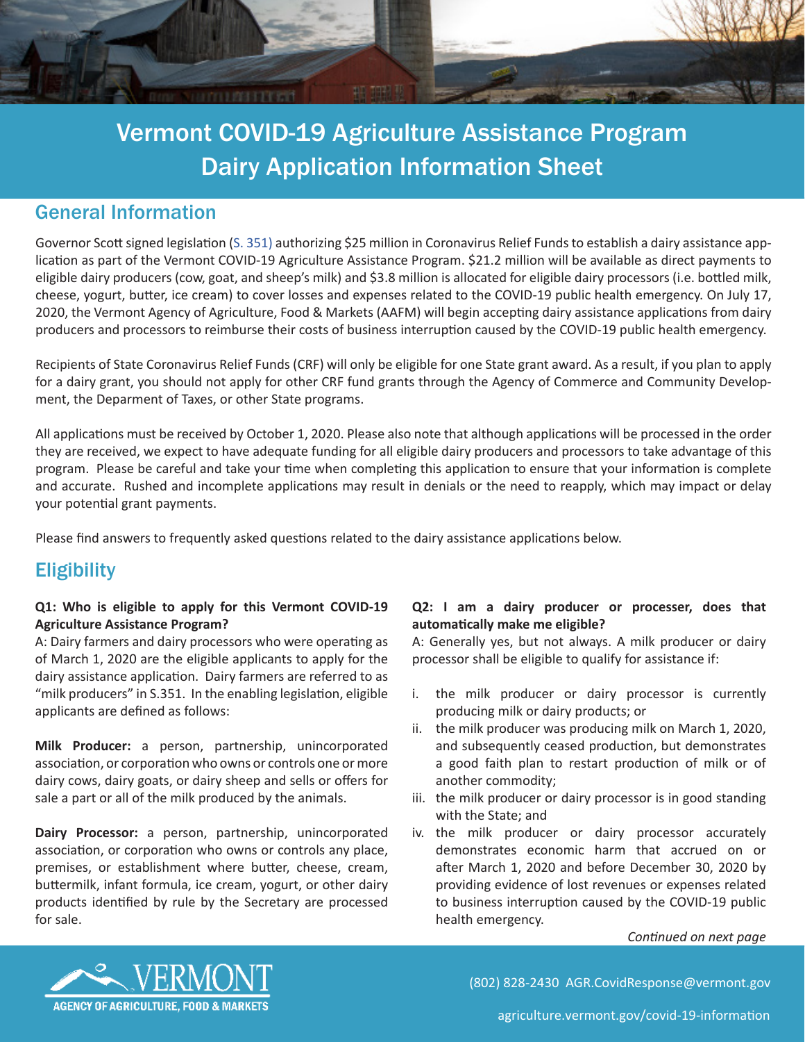# Vermont COVID-19 Agriculture Assistance Program
# Dairy Application Information Sheet

## General Information

Governor Scott signed legislation (S. 351) authorizing $25 million in Coronavirus Relief Funds to establish a dairy assistance application as part of the Vermont COVID-19 Agriculture Assistance Program. $21.2 million will be available as direct payments to eligible dairy producers (cow, goat, and sheep's milk) and $3.8 million is allocated for eligible dairy processors (i.e. bottled milk, cheese, yogurt, butter, ice cream) to cover losses and expenses related to the COVID-19 public health emergency. On July 17, 2020, the Vermont Agency of Agriculture, Food & Markets (AAFM) will begin accepting dairy assistance applications from dairy producers and processors to reimburse their costs of business interruption caused by the COVID-19 public health emergency.

Recipients of State Coronavirus Relief Funds (CRF) will only be eligible for one State grant award. As a result, if you plan to apply for a dairy grant, you should not apply for other CRF fund grants through the Agency of Commerce and Community Development, the Deparment of Taxes, or other State programs.

All applications must be received by October 1, 2020. Please also note that although applications will be processed in the order they are received, we expect to have adequate funding for all eligible dairy producers and processors to take advantage of this program. Please be careful and take your time when completing this application to ensure that your information is complete and accurate. Rushed and incomplete applications may result in denials or the need to reapply, which may impact or delay your potential grant payments.

Please find answers to frequently asked questions related to the dairy assistance applications below.

## Eligibility

**Q1: Who is eligible to apply for this Vermont COVID-19 Agriculture Assistance Program?**

A: Dairy farmers and dairy processors who were operating as of March 1, 2020 are the eligible applicants to apply for the dairy assistance application. Dairy farmers are referred to as "milk producers" in S.351. In the enabling legislation, eligible applicants are defined as follows:

**Milk Producer:** a person, partnership, unincorporated association, or corporation who owns or controls one or more dairy cows, dairy goats, or dairy sheep and sells or offers for sale a part or all of the milk produced by the animals.

**Dairy Processor:** a person, partnership, unincorporated association, or corporation who owns or controls any place, premises, or establishment where butter, cheese, cream, buttermilk, infant formula, ice cream, yogurt, or other dairy products identified by rule by the Secretary are processed for sale.

**Q2: I am a dairy producer or processer, does that automatically make me eligible?**

A: Generally yes, but not always. A milk producer or dairy processor shall be eligible to qualify for assistance if:

i. the milk producer or dairy processor is currently producing milk or dairy products; or
ii. the milk producer was producing milk on March 1, 2020, and subsequently ceased production, but demonstrates a good faith plan to restart production of milk or of another commodity;
iii. the milk producer or dairy processor is in good standing with the State; and
iv. the milk producer or dairy processor accurately demonstrates economic harm that accrued on or after March 1, 2020 and before December 30, 2020 by providing evidence of lost revenues or expenses related to business interruption caused by the COVID-19 public health emergency.

*Continued on next page*

VERMONT AGENCY OF AGRICULTURE, FOOD & MARKETS

(802) 828-2430 AGR.CovidResponse@vermont.gov

agriculture.vermont.gov/covid-19-information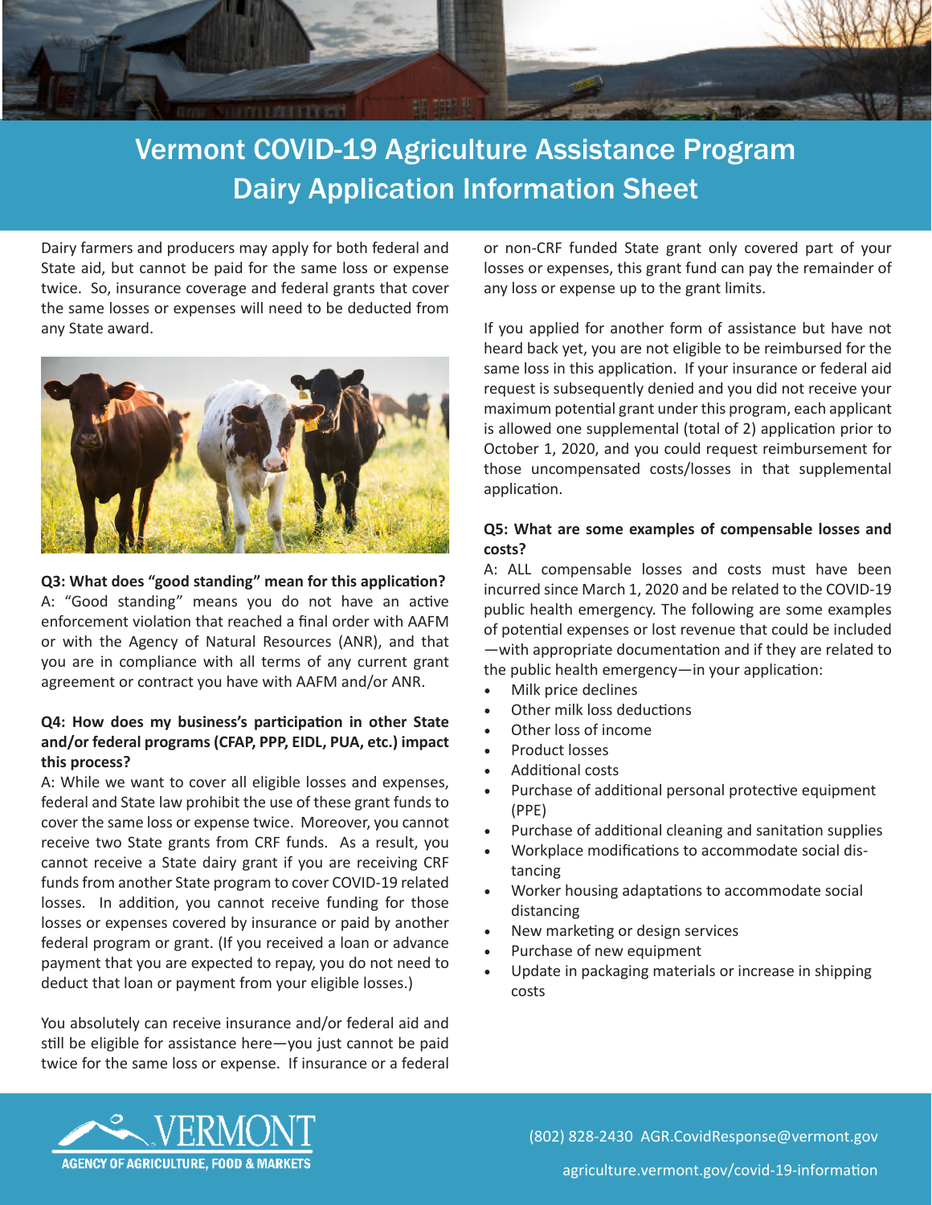# Vermont COVID-19 Agriculture Assistance Program
## Dairy Application Information Sheet

Dairy farmers and producers may apply for both federal and State aid, but cannot be paid for the same loss or expense twice. So, insurance coverage and federal grants that cover the same losses or expenses will need to be deducted from any State award.

**Q3: What does "good standing" mean for this application?**
A: "Good standing" means you do not have an active enforcement violation that reached a final order with AAFM or with the Agency of Natural Resources (ANR), and that you are in compliance with all terms of any current grant agreement or contract you have with AAFM and/or ANR.

**Q4: How does my business's participation in other State and/or federal programs (CFAP, PPP, EIDL, PUA, etc.) impact this process?**
A: While we want to cover all eligible losses and expenses, federal and State law prohibit the use of these grant funds to cover the same loss or expense twice. Moreover, you cannot receive two State grants from CRF funds. As a result, you cannot receive a State dairy grant if you are receiving CRF funds from another State program to cover COVID-19 related losses. In addition, you cannot receive funding for those losses or expenses covered by insurance or paid by another federal program or grant. (If you received a loan or advance payment that you are expected to repay, you do not need to deduct that loan or payment from your eligible losses.)

You absolutely can receive insurance and/or federal aid and still be eligible for assistance here—you just cannot be paid twice for the same loss or expense. If insurance or a federal or non-CRF funded State grant only covered part of your losses or expenses, this grant fund can pay the remainder of any loss or expense up to the grant limits.

If you applied for another form of assistance but have not heard back yet, you are not eligible to be reimbursed for the same loss in this application. If your insurance or federal aid request is subsequently denied and you did not receive your maximum potential grant under this program, each applicant is allowed one supplemental (total of 2) application prior to October 1, 2020, and you could request reimbursement for those uncompensated costs/losses in that supplemental application.

**Q5: What are some examples of compensable losses and costs?**
A: ALL compensable losses and costs must have been incurred since March 1, 2020 and be related to the COVID-19 public health emergency. The following are some examples of potential expenses or lost revenue that could be included—with appropriate documentation and if they are related to the public health emergency—in your application:

- Milk price declines
- Other milk loss deductions
- Other loss of income
- Product losses
- Additional costs
- Purchase of additional personal protective equipment (PPE)
- Purchase of additional cleaning and sanitation supplies
- Workplace modifications to accommodate social distancing
- Worker housing adaptations to accommodate social distancing
- New marketing or design services
- Purchase of new equipment
- Update in packaging materials or increase in shipping costs

VERMONT AGENCY OF AGRICULTURE, FOOD & MARKETS

(802) 828-2430 AGR.CovidResponse@vermont.gov

agriculture.vermont.gov/covid-19-information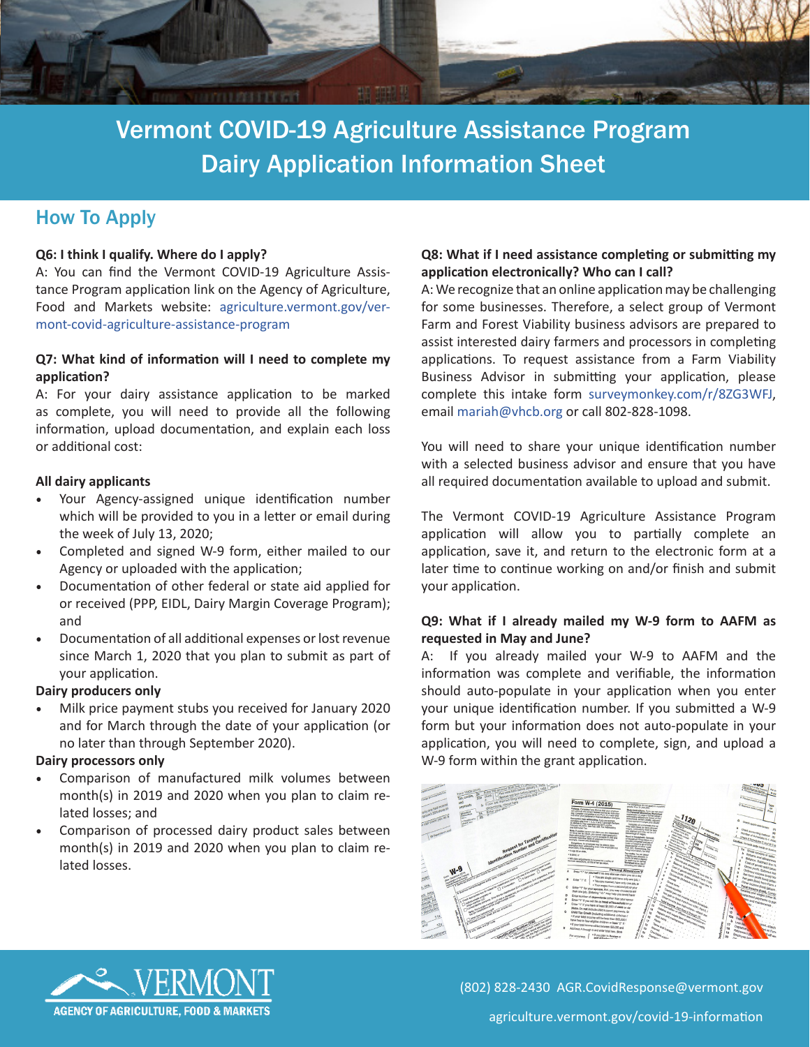# Vermont COVID-19 Agriculture Assistance Program
# Dairy Application Information Sheet

## How To Apply

**Q6: I think I qualify. Where do I apply?**

A: You can find the Vermont COVID-19 Agriculture Assistance Program application link on the Agency of Agriculture, Food and Markets website: agriculture.vermont.gov/vermont-covid-agriculture-assistance-program

**Q7: What kind of information will I need to complete my application?**

A: For your dairy assistance application to be marked as complete, you will need to provide all the following information, upload documentation, and explain each loss or additional cost:

**All dairy applicants**

- Your Agency-assigned unique identification number which will be provided to you in a letter or email during the week of July 13, 2020;
- Completed and signed W-9 form, either mailed to our Agency or uploaded with the application;
- Documentation of other federal or state aid applied for or received (PPP, EIDL, Dairy Margin Coverage Program); and
- Documentation of all additional expenses or lost revenue since March 1, 2020 that you plan to submit as part of your application.

**Dairy producers only**

- Milk price payment stubs you received for January 2020 and for March through the date of your application (or no later than through September 2020).

**Dairy processors only**

- Comparison of manufactured milk volumes between month(s) in 2019 and 2020 when you plan to claim related losses; and
- Comparison of processed dairy product sales between month(s) in 2019 and 2020 when you plan to claim related losses.

**Q8: What if I need assistance completing or submitting my application electronically? Who can I call?**

A: We recognize that an online application may be challenging for some businesses. Therefore, a select group of Vermont Farm and Forest Viability business advisors are prepared to assist interested dairy farmers and processors in completing applications. To request assistance from a Farm Viability Business Advisor in submitting your application, please complete this intake form surveymonkey.com/r/8ZG3WFJ, email mariah@vhcb.org or call 802-828-1098.

You will need to share your unique identification number with a selected business advisor and ensure that you have all required documentation available to upload and submit.

The Vermont COVID-19 Agriculture Assistance Program application will allow you to partially complete an application, save it, and return to the electronic form at a later time to continue working on and/or finish and submit your application.

**Q9: What if I already mailed my W-9 form to AAFM as requested in May and June?**

A: If you already mailed your W-9 to AAFM and the information was complete and verifiable, the information should auto-populate in your application when you enter your unique identification number. If you submitted a W-9 form but your information does not auto-populate in your application, you will need to complete, sign, and upload a W-9 form within the grant application.

VERMONT AGENCY OF AGRICULTURE, FOOD & MARKETS

(802) 828-2430 AGR.CovidResponse@vermont.gov

agriculture.vermont.gov/covid-19-information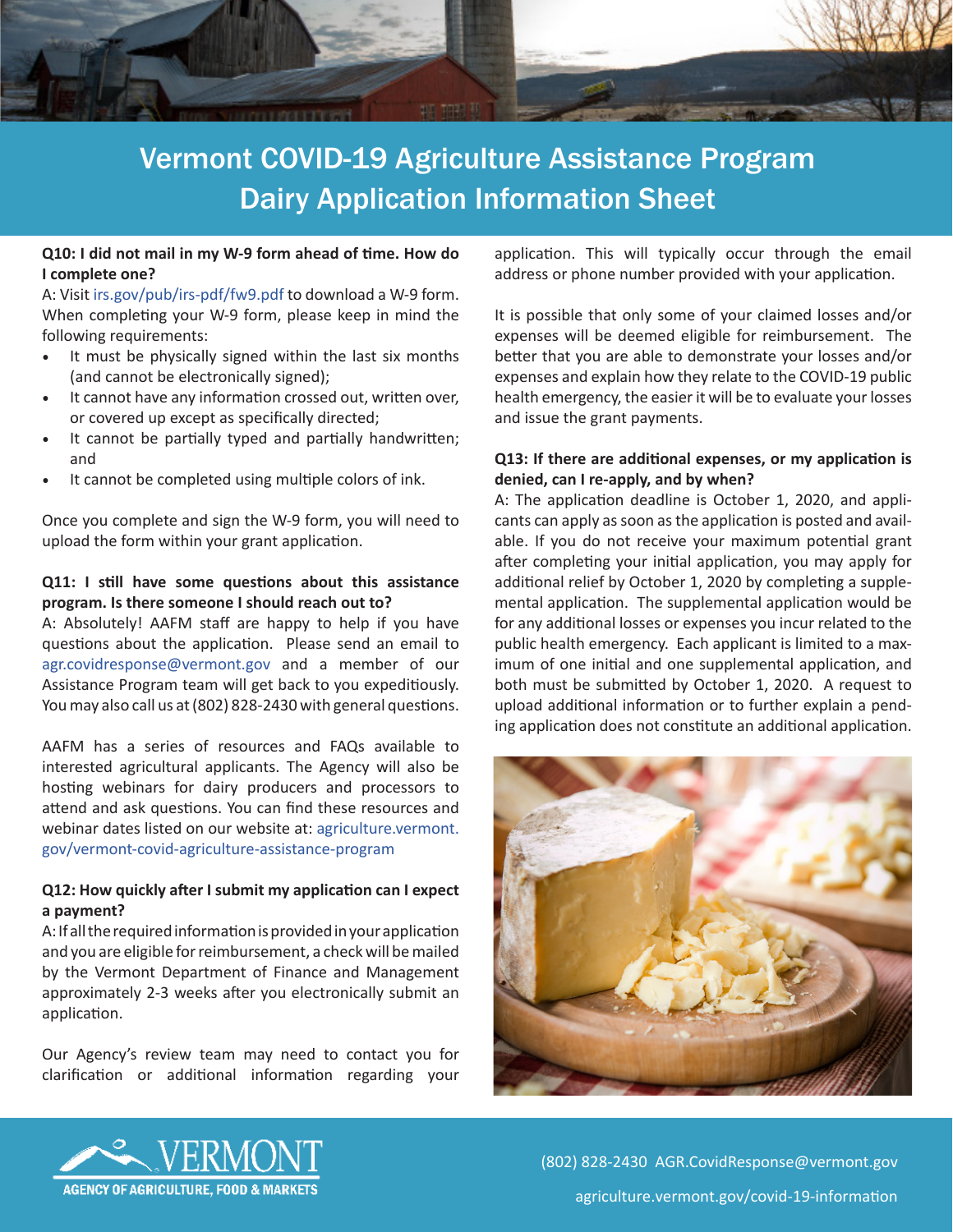# Vermont COVID-19 Agriculture Assistance Program
## Dairy Application Information Sheet

**Q10: I did not mail in my W-9 form ahead of time. How do I complete one?**

A: Visit irs.gov/pub/irs-pdf/fw9.pdf to download a W-9 form. When completing your W-9 form, please keep in mind the following requirements:

- It must be physically signed within the last six months (and cannot be electronically signed);
- It cannot have any information crossed out, written over, or covered up except as specifically directed;
- It cannot be partially typed and partially handwritten; and
- It cannot be completed using multiple colors of ink.

Once you complete and sign the W-9 form, you will need to upload the form within your grant application.

**Q11: I still have some questions about this assistance program. Is there someone I should reach out to?**

A: Absolutely! AAFM staff are happy to help if you have questions about the application. Please send an email to agr.covidresponse@vermont.gov and a member of our Assistance Program team will get back to you expeditiously. You may also call us at (802) 828-2430 with general questions.

AAFM has a series of resources and FAQs available to interested agricultural applicants. The Agency will also be hosting webinars for dairy producers and processors to attend and ask questions. You can find these resources and webinar dates listed on our website at: agriculture.vermont.gov/vermont-covid-agriculture-assistance-program

**Q12: How quickly after I submit my application can I expect a payment?**

A: If all the required information is provided in your application and you are eligible for reimbursement, a check will be mailed by the Vermont Department of Finance and Management approximately 2-3 weeks after you electronically submit an application.

Our Agency's review team may need to contact you for clarification or additional information regarding your application. This will typically occur through the email address or phone number provided with your application.

It is possible that only some of your claimed losses and/or expenses will be deemed eligible for reimbursement. The better that you are able to demonstrate your losses and/or expenses and explain how they relate to the COVID-19 public health emergency, the easier it will be to evaluate your losses and issue the grant payments.

**Q13: If there are additional expenses, or my application is denied, can I re-apply, and by when?**

A: The application deadline is October 1, 2020, and applicants can apply as soon as the application is posted and available. If you do not receive your maximum potential grant after completing your initial application, you may apply for additional relief by October 1, 2020 by completing a supplemental application. The supplemental application would be for any additional losses or expenses you incur related to the public health emergency. Each applicant is limited to a maximum of one initial and one supplemental application, and both must be submitted by October 1, 2020. A request to upload additional information or to further explain a pending application does not constitute an additional application.

VERMONT
AGENCY OF AGRICULTURE, FOOD & MARKETS

(802) 828-2430 AGR.CovidResponse@vermont.gov

agriculture.vermont.gov/covid-19-information